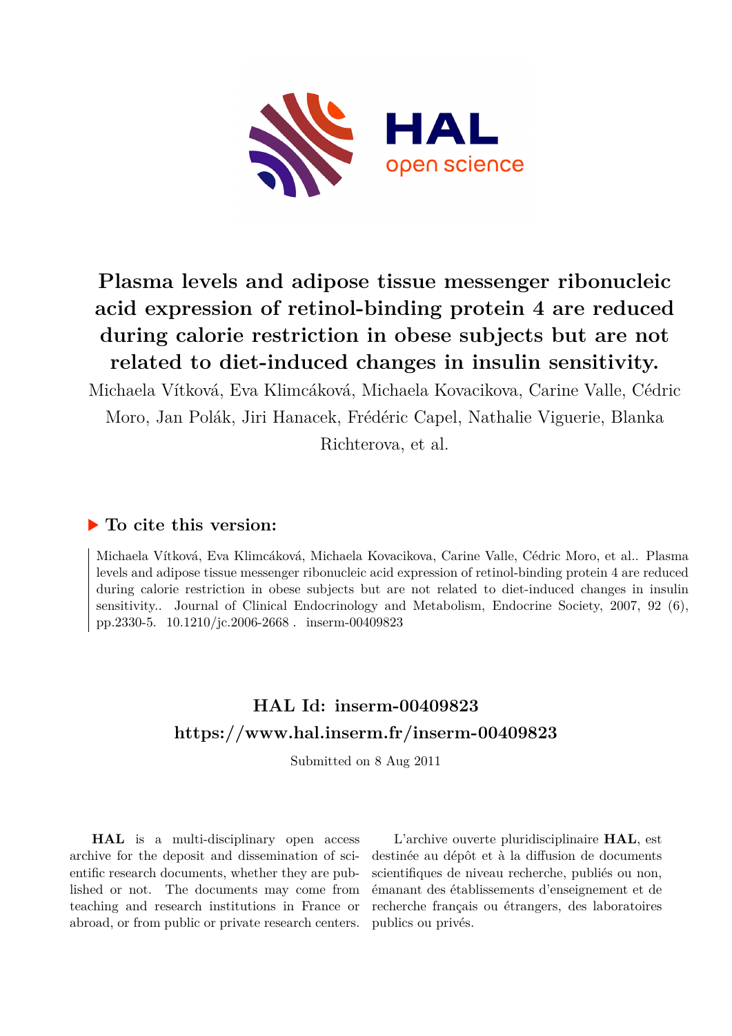# Plasma levels and adipose tissue messenger ribonucleic acid expression of retinol-binding protein 4 are reduced during calorie restriction in obese subjects but are not related to diet-induced changes in insulin sensitivity.

Michaela Vítková, Eva Klimcáková, Michaela Kovacikova, Carine Valle, Cédric Moro, Jan Polák, Jiri Hanacek, Frédéric Capel, Nathalie Viguerie, Blanka Richterova, et al.

## ▶ To cite this version:

Michaela Vítková, Eva Klimcáková, Michaela Kovacikova, Carine Valle, Cédric Moro, et al.. Plasma levels and adipose tissue messenger ribonucleic acid expression of retinol-binding protein 4 are reduced during calorie restriction in obese subjects but are not related to diet-induced changes in insulin sensitivity.. Journal of Clinical Endocrinology and Metabolism, Endocrine Society, 2007, 92 (6), pp.2330-5. 10.1210/jc.2006-2668 . inserm-00409823

## HAL Id: inserm-00409823
## https://www.hal.inserm.fr/inserm-00409823

Submitted on 8 Aug 2011

**HAL** is a multi-disciplinary open access archive for the deposit and dissemination of scientific research documents, whether they are published or not. The documents may come from teaching and research institutions in France or abroad, or from public or private research centers.

L'archive ouverte pluridisciplinaire **HAL**, est destinée au dépôt et à la diffusion de documents scientifiques de niveau recherche, publiés ou non, émanant des établissements d'enseignement et de recherche français ou étrangers, des laboratoires publics ou privés.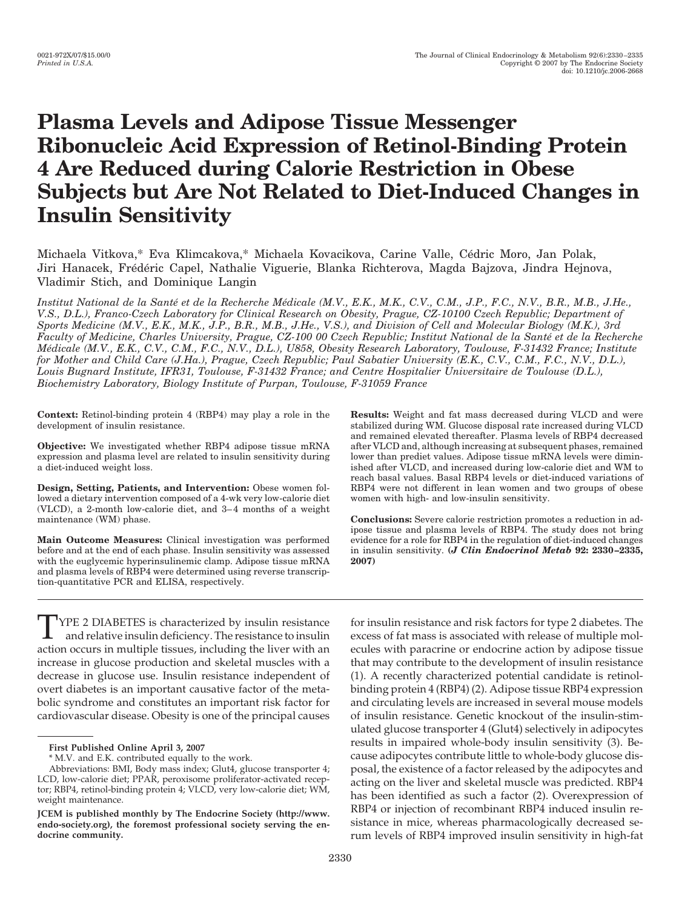# Plasma Levels and Adipose Tissue Messenger Ribonucleic Acid Expression of Retinol-Binding Protein 4 Are Reduced during Calorie Restriction in Obese Subjects but Are Not Related to Diet-Induced Changes in Insulin Sensitivity

Michaela Vitkova,* Eva Klimcakova,* Michaela Kovacikova, Carine Valle, Cédric Moro, Jan Polak, Jiri Hanacek, Frédéric Capel, Nathalie Viguerie, Blanka Richterova, Magda Bajzova, Jindra Hejnova, Vladimir Stich, and Dominique Langin

*Institut National de la Santé et de la Recherche Médicale (M.V., E.K., M.K., C.V., C.M., J.P., F.C., N.V., B.R., M.B., J.He., V.S., D.L.), Franco-Czech Laboratory for Clinical Research on Obesity, Prague, CZ-10100 Czech Republic; Department of Sports Medicine (M.V., E.K., M.K., J.P., B.R., M.B., J.He., V.S.), and Division of Cell and Molecular Biology (M.K.), 3rd Faculty of Medicine, Charles University, Prague, CZ-100 00 Czech Republic; Institut National de la Santé et de la Recherche Médicale (M.V., E.K., C.V., C.M., F.C., N.V., D.L.), U858, Obesity Research Laboratory, Toulouse, F-31432 France; Institute for Mother and Child Care (J.Ha.), Prague, Czech Republic; Paul Sabatier University (E.K., C.V., C.M., F.C., N.V., D.L.), Louis Bugnard Institute, IFR31, Toulouse, F-31432 France; and Centre Hospitalier Universitaire de Toulouse (D.L.), Biochemistry Laboratory, Biology Institute of Purpan, Toulouse, F-31059 France*

**Context:** Retinol-binding protein 4 (RBP4) may play a role in the development of insulin resistance.

**Objective:** We investigated whether RBP4 adipose tissue mRNA expression and plasma level are related to insulin sensitivity during a diet-induced weight loss.

**Design, Setting, Patients, and Intervention:** Obese women followed a dietary intervention composed of a 4-wk very low-calorie diet (VLCD), a 2-month low-calorie diet, and 3–4 months of a weight maintenance (WM) phase.

**Main Outcome Measures:** Clinical investigation was performed before and at the end of each phase. Insulin sensitivity was assessed with the euglycemic hyperinsulinemic clamp. Adipose tissue mRNA and plasma levels of RBP4 were determined using reverse transcription-quantitative PCR and ELISA, respectively.

**Results:** Weight and fat mass decreased during VLCD and were stabilized during WM. Glucose disposal rate increased during VLCD and remained elevated thereafter. Plasma levels of RBP4 decreased after VLCD and, although increasing at subsequent phases, remained lower than prediet values. Adipose tissue mRNA levels were diminished after VLCD, and increased during low-calorie diet and WM to reach basal values. Basal RBP4 levels or diet-induced variations of RBP4 were not different in lean women and two groups of obese women with high- and low-insulin sensitivity.

**Conclusions:** Severe calorie restriction promotes a reduction in adipose tissue and plasma levels of RBP4. The study does not bring evidence for a role for RBP4 in the regulation of diet-induced changes in insulin sensitivity. **(*J Clin Endocrinol Metab* 92: 2330–2335, 2007)**

TYPE 2 DIABETES is characterized by insulin resistance and relative insulin deficiency. The resistance to insulin action occurs in multiple tissues, including the liver with an increase in glucose production and skeletal muscles with a decrease in glucose use. Insulin resistance independent of overt diabetes is an important causative factor of the metabolic syndrome and constitutes an important risk factor for cardiovascular disease. Obesity is one of the principal causes for insulin resistance and risk factors for type 2 diabetes. The excess of fat mass is associated with release of multiple molecules with paracrine or endocrine action by adipose tissue that may contribute to the development of insulin resistance (1). A recently characterized potential candidate is retinol-binding protein 4 (RBP4) (2). Adipose tissue RBP4 expression and circulating levels are increased in several mouse models of insulin resistance. Genetic knockout of the insulin-stimulated glucose transporter 4 (Glut4) selectively in adipocytes results in impaired whole-body insulin sensitivity (3). Because adipocytes contribute little to whole-body glucose disposal, the existence of a factor released by the adipocytes and acting on the liver and skeletal muscle was predicted. RBP4 has been identified as such a factor (2). Overexpression of RBP4 or injection of recombinant RBP4 induced insulin resistance in mice, whereas pharmacologically decreased serum levels of RBP4 improved insulin sensitivity in high-fat

First Published Online April 3, 2007

\* M.V. and E.K. contributed equally to the work.

Abbreviations: BMI, Body mass index; Glut4, glucose transporter 4; LCD, low-calorie diet; PPAR, peroxisome proliferator-activated receptor; RBP4, retinol-binding protein 4; VLCD, very low-calorie diet; WM, weight maintenance.

**JCEM is published monthly by The Endocrine Society (http://www.endo-society.org), the foremost professional society serving the endocrine community.**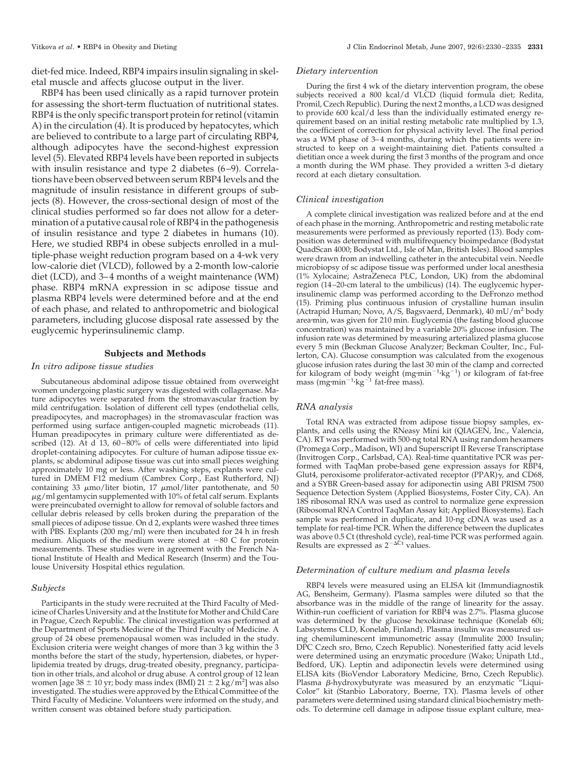diet-fed mice. Indeed, RBP4 impairs insulin signaling in skeletal muscle and affects glucose output in the liver.

RBP4 has been used clinically as a rapid turnover protein for assessing the short-term fluctuation of nutritional states. RBP4 is the only specific transport protein for retinol (vitamin A) in the circulation (4). It is produced by hepatocytes, which are believed to contribute to a large part of circulating RBP4, although adipocytes have the second-highest expression level (5). Elevated RBP4 levels have been reported in subjects with insulin resistance and type 2 diabetes (6–9). Correlations have been observed between serum RBP4 levels and the magnitude of insulin resistance in different groups of subjects (8). However, the cross-sectional design of most of the clinical studies performed so far does not allow for a determination of a putative causal role of RBP4 in the pathogenesis of insulin resistance and type 2 diabetes in humans (10). Here, we studied RBP4 in obese subjects enrolled in a multiple-phase weight reduction program based on a 4-wk very low-calorie diet (VLCD), followed by a 2-month low-calorie diet (LCD), and 3–4 months of a weight maintenance (WM) phase. RBP4 mRNA expression in sc adipose tissue and plasma RBP4 levels were determined before and at the end of each phase, and related to anthropometric and biological parameters, including glucose disposal rate assessed by the euglycemic hyperinsulinemic clamp.

## Subjects and Methods

### *In vitro adipose tissue studies*

Subcutaneous abdominal adipose tissue obtained from overweight women undergoing plastic surgery was digested with collagenase. Mature adipocytes were separated from the stromavascular fraction by mild centrifugation. Isolation of different cell types (endothelial cells, preadipocytes, and macrophages) in the stromavascular fraction was performed using surface antigen-coupled magnetic microbeads (11). Human preadipocytes in primary culture were differentiated as described (12). At d 13, 60–80% of cells were differentiated into lipid droplet-containing adipocytes. For culture of human adipose tissue explants, sc abdominal adipose tissue was cut into small pieces weighing approximately 10 mg or less. After washing steps, explants were cultured in DMEM F12 medium (Cambrex Corp., East Rutherford, NJ) containing 33 $\mu$mo/liter biotin, 17 $\mu$mol/liter pantothenate, and 50 $\mu$g/ml gentamycin supplemented with 10% of fetal calf serum. Explants were preincubated overnight to allow for removal of soluble factors and cellular debris released by cells broken during the preparation of the small pieces of adipose tissue. On d 2, explants were washed three times with PBS. Explants (200 mg/ml) were then incubated for 24 h in fresh medium. Aliquots of the medium were stored at −80 C for protein measurements. These studies were in agreement with the French National Institute of Health and Medical Research (Inserm) and the Toulouse University Hospital ethics regulation.

### *Subjects*

Participants in the study were recruited at the Third Faculty of Medicine of Charles University and at the Institute for Mother and Child Care in Prague, Czech Republic. The clinical investigation was performed at the Department of Sports Medicine of the Third Faculty of Medicine. A group of 24 obese premenopausal women was included in the study. Exclusion criteria were weight changes of more than 3 kg within the 3 months before the start of the study, hypertension, diabetes, or hyperlipidemia treated by drugs, drug-treated obesity, pregnancy, participation in other trials, and alcohol or drug abuse. A control group of 12 lean women [age 38 ± 10 yr; body mass index (BMI) 21 ± 2 kg/m$^2$] was also investigated. The studies were approved by the Ethical Committee of the Third Faculty of Medicine. Volunteers were informed on the study, and written consent was obtained before study participation.

### *Dietary intervention*

During the first 4 wk of the dietary intervention program, the obese subjects received a 800 kcal/d VLCD (liquid formula diet; Redita, Promil, Czech Republic). During the next 2 months, a LCD was designed to provide 600 kcal/d less than the individually estimated energy requirement based on an initial resting metabolic rate multiplied by 1.3, the coefficient of correction for physical activity level. The final period was a WM phase of 3–4 months, during which the patients were instructed to keep on a weight-maintaining diet. Patients consulted a dietitian once a week during the first 3 months of the program and once a month during the WM phase. They provided a written 3-d dietary record at each dietary consultation.

### *Clinical investigation*

A complete clinical investigation was realized before and at the end of each phase in the morning. Anthropometric and resting metabolic rate measurements were performed as previously reported (13). Body composition was determined with multifrequency bioimpedance (Bodystat QuadScan 4000; Bodystat Ltd., Isle of Man, British Isles). Blood samples were drawn from an indwelling catheter in the antecubital vein. Needle microbiopsy of sc adipose tissue was performed under local anesthesia (1% Xylocaine; AstraZeneca PLC, London, UK) from the abdominal region (14–20-cm lateral to the umbilicus) (14). The euglycemic hyperinsulinemic clamp was performed according to the DeFronzo method (15). Priming plus continuous infusion of crystalline human insulin (Actrapid Human; Novo, A/S, Bagsvaerd, Denmark), 40 mU/m$^2$ body area·min, was given for 210 min. Euglycemia (the fasting blood glucose concentration) was maintained by a variable 20% glucose infusion. The infusion rate was determined by measuring arterialized plasma glucose every 5 min (Beckman Glucose Analyzer; Beckman Coulter, Inc., Fullerton, CA). Glucose consumption was calculated from the exogenous glucose infusion rates during the last 30 min of the clamp and corrected for kilogram of body weight (mg·min$^{-1}$·kg$^{-1}$) or kilogram of fat-free mass (mg·min$^{-1}$·kg$^{-1}$ fat-free mass).

### *RNA analysis*

Total RNA was extracted from adipose tissue biopsy samples, explants, and cells using the RNeasy Mini kit (QIAGEN, Inc., Valencia, CA). RT was performed with 500-ng total RNA using random hexamers (Promega Corp., Madison, WI) and Superscript II Reverse Transcriptase (Invitrogen Corp., Carlsbad, CA). Real-time quantitative PCR was performed with TaqMan probe-based gene expression assays for RBP4, Glut4, peroxisome proliferator-activated receptor (PPAR)$\gamma$, and CD68, and a SYBR Green-based assay for adiponectin using ABI PRISM 7500 Sequence Detection System (Applied Biosystems, Foster City, CA). An 18S ribosomal RNA was used as control to normalize gene expression (Ribosomal RNA Control TaqMan Assay kit; Applied Biosystems). Each sample was performed in duplicate, and 10-ng cDNA was used as a template for real-time PCR. When the difference between the duplicates was above 0.5 Ct (threshold cycle), real-time PCR was performed again. Results are expressed as $2^{-\Delta Ct}$ values.

### *Determination of culture medium and plasma levels*

RBP4 levels were measured using an ELISA kit (Immundiagnostik AG, Bensheim, Germany). Plasma samples were diluted so that the absorbance was in the middle of the range of linearity for the assay. Within-run coefficient of variation for RBP4 was 2.7%. Plasma glucose was determined by the glucose hexokinase technique (Konelab 60i; Labsystems CLD, Konelab, Finland). Plasma insulin was measured using chemiluminescent immunometric assay (Immulite 2000 Insulin; DPC Czech sro, Brno, Czech Republic). Nonesterified fatty acid levels were determined using an enzymatic procedure (Wako; Unipath Ltd., Bedford, UK). Leptin and adiponectin levels were determined using ELISA kits (BioVendor Laboratory Medicine, Brno, Czech Republic). Plasma $\beta$-hydroxybutyrate was measured by an enzymatic "Liqui-Color" kit (Stanbio Laboratory, Boerne, TX). Plasma levels of other parameters were determined using standard clinical biochemistry methods. To determine cell damage in adipose tissue explant culture, mea-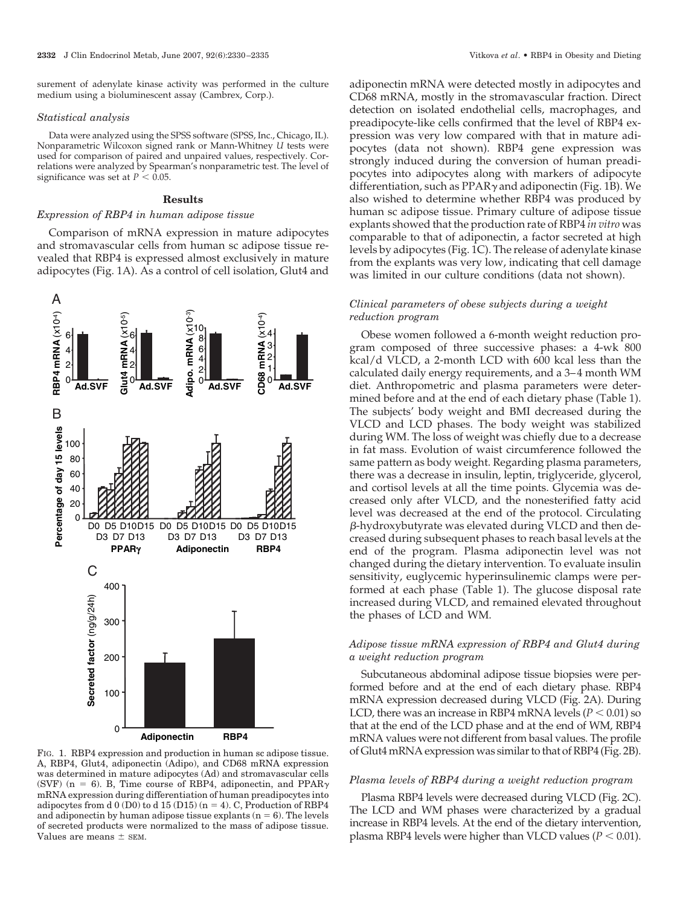surement of adenylate kinase activity was performed in the culture medium using a bioluminescent assay (Cambrex, Corp.).

#### *Statistical analysis*

Data were analyzed using the SPSS software (SPSS, Inc., Chicago, IL). Nonparametric Wilcoxon signed rank or Mann-Whitney *U* tests were used for comparison of paired and unpaired values, respectively. Correlations were analyzed by Spearman's nonparametric test. The level of significance was set at $P < 0.05$.

### Results

#### *Expression of RBP4 in human adipose tissue*

Comparison of mRNA expression in mature adipocytes and stromavascular cells from human sc adipose tissue revealed that RBP4 is expressed almost exclusively in mature adipocytes (Fig. 1A). As a control of cell isolation, Glut4 and adiponectin mRNA were detected mostly in adipocytes and CD68 mRNA, mostly in the stromavascular fraction. Direct detection on isolated endothelial cells, macrophages, and preadipocyte-like cells confirmed that the level of RBP4 expression was very low compared with that in mature adipocytes (data not shown). RBP4 gene expression was strongly induced during the conversion of human preadipocytes into adipocytes along with markers of adipocyte differentiation, such as PPAR$\gamma$ and adiponectin (Fig. 1B). We also wished to determine whether RBP4 was produced by human sc adipose tissue. Primary culture of adipose tissue explants showed that the production rate of RBP4 *in vitro* was comparable to that of adiponectin, a factor secreted at high levels by adipocytes (Fig. 1C). The release of adenylate kinase from the explants was very low, indicating that cell damage was limited in our culture conditions (data not shown).

FIG. 1. RBP4 expression and production in human sc adipose tissue. A, RBP4, Glut4, adiponectin (Adipo), and CD68 mRNA expression was determined in mature adipocytes (Ad) and stromavascular cells (SVF) (n = 6). B, Time course of RBP4, adiponectin, and PPAR$\gamma$ mRNA expression during differentiation of human preadipocytes into adipocytes from d 0 (D0) to d 15 (D15) (n = 4). C, Production of RBP4 and adiponectin by human adipose tissue explants (n = 6). The levels of secreted products were normalized to the mass of adipose tissue. Values are means ± SEM.

#### *Clinical parameters of obese subjects during a weight reduction program*

Obese women followed a 6-month weight reduction program composed of three successive phases: a 4-wk 800 kcal/d VLCD, a 2-month LCD with 600 kcal less than the calculated daily energy requirements, and a 3–4 month WM diet. Anthropometric and plasma parameters were determined before and at the end of each dietary phase (Table 1). The subjects' body weight and BMI decreased during the VLCD and LCD phases. The body weight was stabilized during WM. The loss of weight was chiefly due to a decrease in fat mass. Evolution of waist circumference followed the same pattern as body weight. Regarding plasma parameters, there was a decrease in insulin, leptin, triglyceride, glycerol, and cortisol levels at all the time points. Glycemia was decreased only after VLCD, and the nonesterified fatty acid level was decreased at the end of the protocol. Circulating $\beta$-hydroxybutyrate was elevated during VLCD and then decreased during subsequent phases to reach basal levels at the end of the program. Plasma adiponectin level was not changed during the dietary intervention. To evaluate insulin sensitivity, euglycemic hyperinsulinemic clamps were performed at each phase (Table 1). The glucose disposal rate increased during VLCD, and remained elevated throughout the phases of LCD and WM.

#### *Adipose tissue mRNA expression of RBP4 and Glut4 during a weight reduction program*

Subcutaneous abdominal adipose tissue biopsies were performed before and at the end of each dietary phase. RBP4 mRNA expression decreased during VLCD (Fig. 2A). During LCD, there was an increase in RBP4 mRNA levels ($P < 0.01$) so that at the end of the LCD phase and at the end of WM, RBP4 mRNA values were not different from basal values. The profile of Glut4 mRNA expression was similar to that of RBP4 (Fig. 2B).

#### *Plasma levels of RBP4 during a weight reduction program*

Plasma RBP4 levels were decreased during VLCD (Fig. 2C). The LCD and WM phases were characterized by a gradual increase in RBP4 levels. At the end of the dietary intervention, plasma RBP4 levels were higher than VLCD values ($P < 0.01$).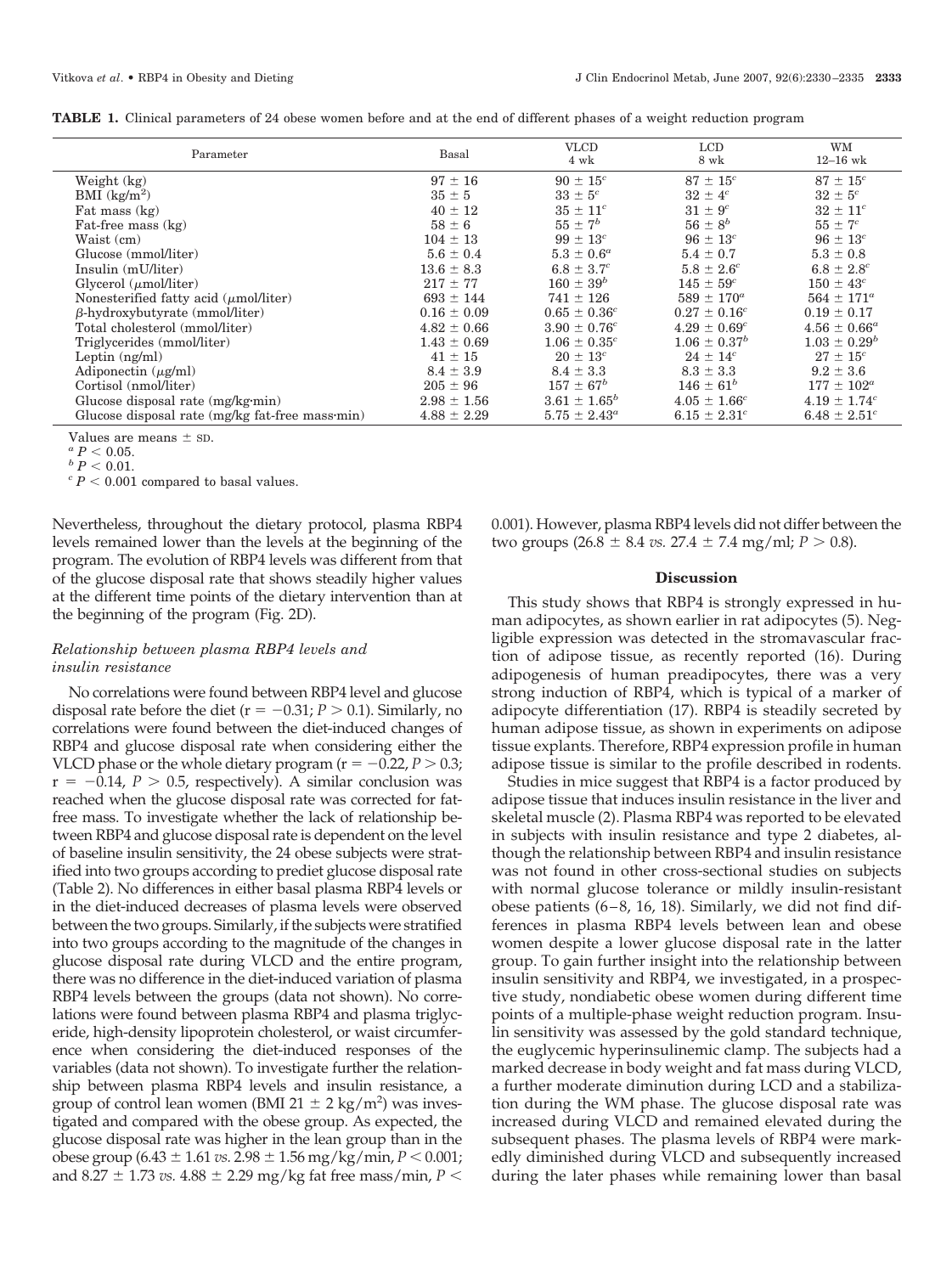**TABLE 1.** Clinical parameters of 24 obese women before and at the end of different phases of a weight reduction program

| Parameter | Basal | VLCD 4 wk | LCD 8 wk | WM 12–16 wk |
|---|---|---|---|---|
| Weight (kg) | 97 ± 16 | 90 ± 15[c] | 87 ± 15[c] | 87 ± 15[c] |
| BMI ($kg/m^2$) | 35 ± 5 | 33 ± 5[c] | 32 ± 4[c] | 32 ± 5[c] |
| Fat mass (kg) | 40 ± 12 | 35 ± 11[c] | 31 ± 9[c] | 32 ± 11[c] |
| Fat-free mass (kg) | 58 ± 6 | 55 ± 7[b] | 56 ± 8[b] | 55 ± 7[c] |
| Waist (cm) | 104 ± 13 | 99 ± 13[c] | 96 ± 13[c] | 96 ± 13[c] |
| Glucose (mmol/liter) | 5.6 ± 0.4 | 5.3 ± 0.6[a] | 5.4 ± 0.7 | 5.3 ± 0.8 |
| Insulin (mU/liter) | 13.6 ± 8.3 | 6.8 ± 3.7[c] | 5.8 ± 2.6[c] | 6.8 ± 2.8[c] |
| Glycerol (μmol/liter) | 217 ± 77 | 160 ± 39[b] | 145 ± 59[c] | 150 ± 43[c] |
| Nonesterified fatty acid (μmol/liter) | 693 ± 144 | 741 ± 126 | 589 ± 170[a] | 564 ± 171[a] |
| β-hydroxybutyrate (mmol/liter) | 0.16 ± 0.09 | 0.65 ± 0.36[c] | 0.27 ± 0.16[c] | 0.19 ± 0.17 |
| Total cholesterol (mmol/liter) | 4.82 ± 0.66 | 3.90 ± 0.76[c] | 4.29 ± 0.69[c] | 4.56 ± 0.66[a] |
| Triglycerides (mmol/liter) | 1.43 ± 0.69 | 1.06 ± 0.35[c] | 1.06 ± 0.37[b] | 1.03 ± 0.29[b] |
| Leptin (ng/ml) | 41 ± 15 | 20 ± 13[c] | 24 ± 14[c] | 27 ± 15[c] |
| Adiponectin (μg/ml) | 8.4 ± 3.9 | 8.4 ± 3.3 | 8.3 ± 3.3 | 9.2 ± 3.6 |
| Cortisol (nmol/liter) | 205 ± 96 | 157 ± 67[b] | 146 ± 61[b] | 177 ± 102[a] |
| Glucose disposal rate (mg/kg·min) | 2.98 ± 1.56 | 3.61 ± 1.65[b] | 4.05 ± 1.66[c] | 4.19 ± 1.74[c] |
| Glucose disposal rate (mg/kg fat-free mass·min) | 4.88 ± 2.29 | 5.75 ± 2.43[a] | 6.15 ± 2.31[c] | 6.48 ± 2.51[c] |

Values are means ± SD.

[a] $P < 0.05$.

[b] $P < 0.01$.

[c] $P < 0.001$ compared to basal values.

Nevertheless, throughout the dietary protocol, plasma RBP4 levels remained lower than the levels at the beginning of the program. The evolution of RBP4 levels was different from that of the glucose disposal rate that shows steadily higher values at the different time points of the dietary intervention than at the beginning of the program (Fig. 2D).

### *Relationship between plasma RBP4 levels and insulin resistance*

No correlations were found between RBP4 level and glucose disposal rate before the diet ($r = -0.31$; $P > 0.1$). Similarly, no correlations were found between the diet-induced changes of RBP4 and glucose disposal rate when considering either the VLCD phase or the whole dietary program ($r = -0.22$, $P > 0.3$; $r = -0.14$, $P > 0.5$, respectively). A similar conclusion was reached when the glucose disposal rate was corrected for fat-free mass. To investigate whether the lack of relationship between RBP4 and glucose disposal rate is dependent on the level of baseline insulin sensitivity, the 24 obese subjects were stratified into two groups according to prediet glucose disposal rate (Table 2). No differences in either basal plasma RBP4 levels or in the diet-induced decreases of plasma levels were observed between the two groups. Similarly, if the subjects were stratified into two groups according to the magnitude of the changes in glucose disposal rate during VLCD and the entire program, there was no difference in the diet-induced variation of plasma RBP4 levels between the groups (data not shown). No correlations were found between plasma RBP4 and plasma triglyceride, high-density lipoprotein cholesterol, or waist circumference when considering the diet-induced responses of the variables (data not shown). To investigate further the relationship between plasma RBP4 levels and insulin resistance, a group of control lean women (BMI 21 ± 2 $kg/m^2$) was investigated and compared with the obese group. As expected, the glucose disposal rate was higher in the lean group than in the obese group (6.43 ± 1.61 *vs.* 2.98 ± 1.56 mg/kg/min, $P < 0.001$; and 8.27 ± 1.73 *vs.* 4.88 ± 2.29 mg/kg fat free mass/min, $P < 0.001$). However, plasma RBP4 levels did not differ between the two groups (26.8 ± 8.4 *vs.* 27.4 ± 7.4 mg/ml; $P > 0.8$).

## Discussion

This study shows that RBP4 is strongly expressed in human adipocytes, as shown earlier in rat adipocytes (5). Negligible expression was detected in the stromavascular fraction of adipose tissue, as recently reported (16). During adipogenesis of human preadipocytes, there was a very strong induction of RBP4, which is typical of a marker of adipocyte differentiation (17). RBP4 is steadily secreted by human adipose tissue, as shown in experiments on adipose tissue explants. Therefore, RBP4 expression profile in human adipose tissue is similar to the profile described in rodents.

Studies in mice suggest that RBP4 is a factor produced by adipose tissue that induces insulin resistance in the liver and skeletal muscle (2). Plasma RBP4 was reported to be elevated in subjects with insulin resistance and type 2 diabetes, although the relationship between RBP4 and insulin resistance was not found in other cross-sectional studies on subjects with normal glucose tolerance or mildly insulin-resistant obese patients (6–8, 16, 18). Similarly, we did not find differences in plasma RBP4 levels between lean and obese women despite a lower glucose disposal rate in the latter group. To gain further insight into the relationship between insulin sensitivity and RBP4, we investigated, in a prospective study, nondiabetic obese women during different time points of a multiple-phase weight reduction program. Insulin sensitivity was assessed by the gold standard technique, the euglycemic hyperinsulinemic clamp. The subjects had a marked decrease in body weight and fat mass during VLCD, a further moderate diminution during LCD and a stabilization during the WM phase. The glucose disposal rate was increased during VLCD and remained elevated during the subsequent phases. The plasma levels of RBP4 were markedly diminished during VLCD and subsequently increased during the later phases while remaining lower than basal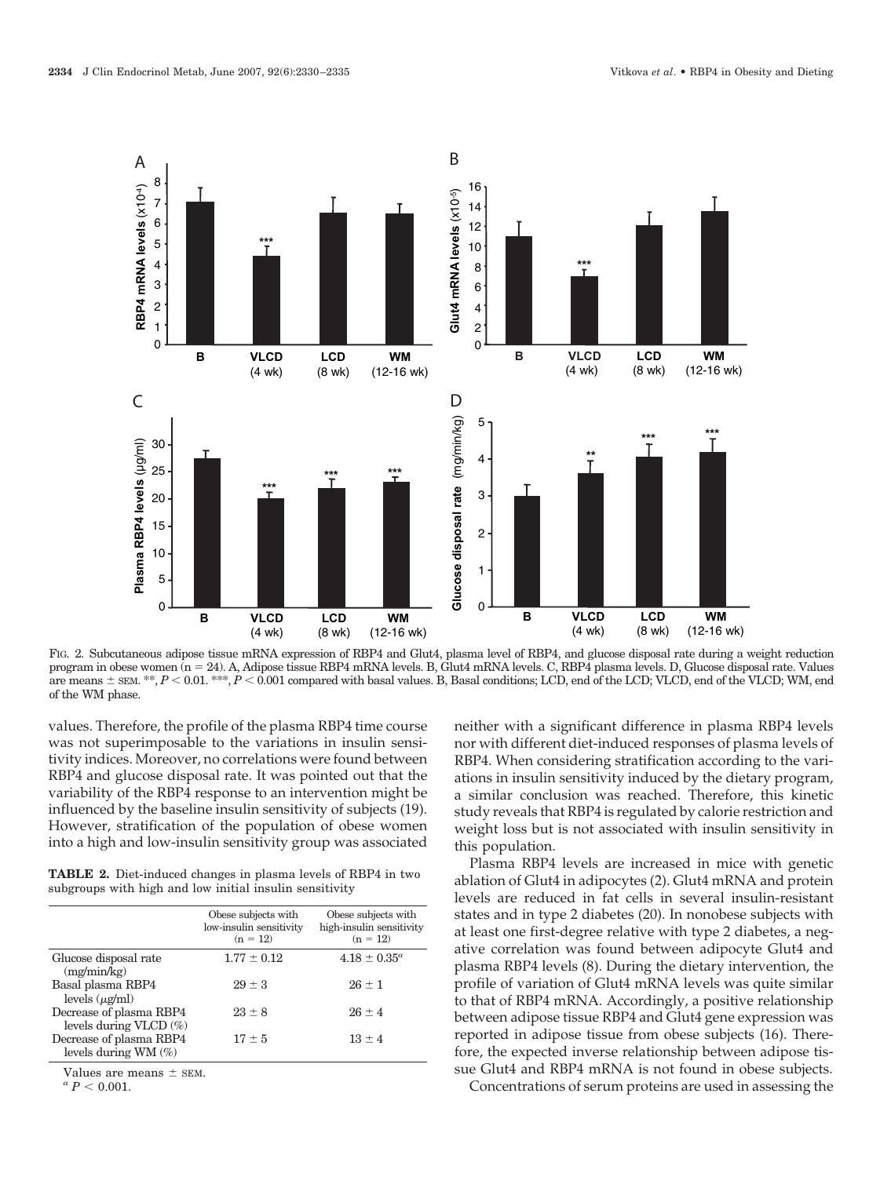FIG. 2. Subcutaneous adipose tissue mRNA expression of RBP4 and Glut4, plasma level of RBP4, and glucose disposal rate during a weight reduction program in obese women (n = 24). A, Adipose tissue RBP4 mRNA levels. B, Glut4 mRNA levels. C, RBP4 plasma levels. D, Glucose disposal rate. Values are means ± SEM. **, $P < 0.01$. ***, $P < 0.001$ compared with basal values. B, Basal conditions; LCD, end of the LCD; VLCD, end of the VLCD; WM, end of the WM phase.

values. Therefore, the profile of the plasma RBP4 time course was not superimposable to the variations in insulin sensitivity indices. Moreover, no correlations were found between RBP4 and glucose disposal rate. It was pointed out that the variability of the RBP4 response to an intervention might be influenced by the baseline insulin sensitivity of subjects (19). However, stratification of the population of obese women into a high and low-insulin sensitivity group was associated neither with a significant difference in plasma RBP4 levels nor with different diet-induced responses of plasma levels of RBP4. When considering stratification according to the variations in insulin sensitivity induced by the dietary program, a similar conclusion was reached. Therefore, this kinetic study reveals that RBP4 is regulated by calorie restriction and weight loss but is not associated with insulin sensitivity in this population.

**TABLE 2.** Diet-induced changes in plasma levels of RBP4 in two subgroups with high and low initial insulin sensitivity

| | Obese subjects with low-insulin sensitivity (n = 12) | Obese subjects with high-insulin sensitivity (n = 12) |
|---|---|---|
| Glucose disposal rate (mg/min/kg) | 1.77 ± 0.12 | 4.18 ± 0.35[a] |
| Basal plasma RBP4 levels ($\mu$g/ml) | 29 ± 3 | 26 ± 1 |
| Decrease of plasma RBP4 levels during VLCD (%) | 23 ± 8 | 26 ± 4 |
| Decrease of plasma RBP4 levels during WM (%) | 17 ± 5 | 13 ± 4 |

Values are means ± SEM.

[a] $P < 0.001$.

Plasma RBP4 levels are increased in mice with genetic ablation of Glut4 in adipocytes (2). Glut4 mRNA and protein levels are reduced in fat cells in several insulin-resistant states and in type 2 diabetes (20). In nonobese subjects with at least one first-degree relative with type 2 diabetes, a negative correlation was found between adipocyte Glut4 and plasma RBP4 levels (8). During the dietary intervention, the profile of variation of Glut4 mRNA levels was quite similar to that of RBP4 mRNA. Accordingly, a positive relationship between adipose tissue RBP4 and Glut4 gene expression was reported in adipose tissue from obese subjects (16). Therefore, the expected inverse relationship between adipose tissue Glut4 and RBP4 mRNA is not found in obese subjects.

Concentrations of serum proteins are used in assessing the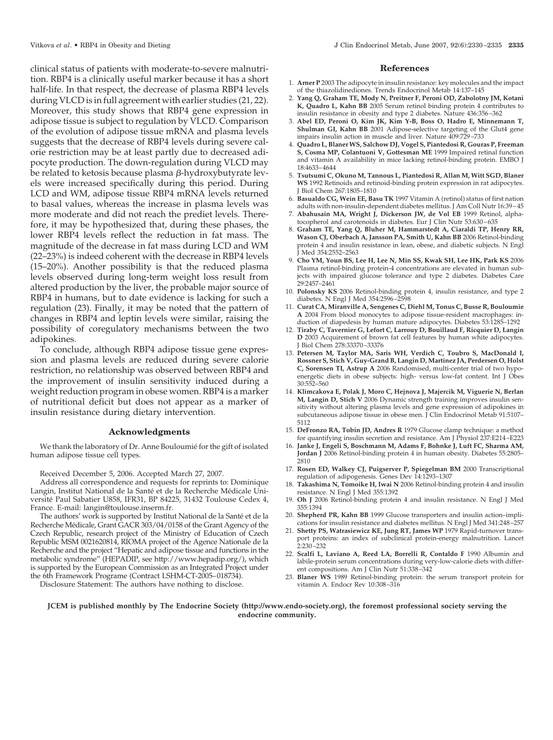clinical status of patients with moderate-to-severe malnutrition. RBP4 is a clinically useful marker because it has a short half-life. In that respect, the decrease of plasma RBP4 levels during VLCD is in full agreement with earlier studies (21, 22). Moreover, this study shows that RBP4 gene expression in adipose tissue is subject to regulation by VLCD. Comparison of the evolution of adipose tissue mRNA and plasma levels suggests that the decrease of RBP4 levels during severe calorie restriction may be at least partly due to decreased adipocyte production. The down-regulation during VLCD may be related to ketosis because plasma $\beta$-hydroxybutyrate levels were increased specifically during this period. During LCD and WM, adipose tissue RBP4 mRNA levels returned to basal values, whereas the increase in plasma levels was more moderate and did not reach the prediet levels. Therefore, it may be hypothesized that, during these phases, the lower RBP4 levels reflect the reduction in fat mass. The magnitude of the decrease in fat mass during LCD and WM (22–23%) is indeed coherent with the decrease in RBP4 levels (15–20%). Another possibility is that the reduced plasma levels observed during long-term weight loss result from altered production by the liver, the probable major source of RBP4 in humans, but to date evidence is lacking for such a regulation (23). Finally, it may be noted that the pattern of changes in RBP4 and leptin levels were similar, raising the possibility of coregulatory mechanisms between the two adipokines.

To conclude, although RBP4 adipose tissue gene expression and plasma levels are reduced during severe calorie restriction, no relationship was observed between RBP4 and the improvement of insulin sensitivity induced during a weight reduction program in obese women. RBP4 is a marker of nutritional deficit but does not appear as a marker of insulin resistance during dietary intervention.

## Acknowledgments

We thank the laboratory of Dr. Anne Bouloumié for the gift of isolated human adipose tissue cell types.

Received December 5, 2006. Accepted March 27, 2007.

Address all correspondence and requests for reprints to: Dominique Langin, Institut National de la Santé et de la Recherche Médicale Université Paul Sabatier U858, IFR31, BP 84225, 31432 Toulouse Cedex 4, France. E-mail: langin@toulouse.inserm.fr.

The authors' work is supported by Institut National de la Santé et de la Recherche Médicale, Grant GACR 303/04/0158 of the Grant Agency of the Czech Republic, research project of the Ministry of Education of Czech Republic MSM 0021620814, RIOMA project of the Agence Nationale de la Recherche and the project "Hepatic and adipose tissue and functions in the metabolic syndrome" (HEPADIP, see http://www.hepadip.org/), which is supported by the European Commission as an Integrated Project under the 6th Framework Programe (Contract LSHM-CT-2005–018734).

Disclosure Statement: The authors have nothing to disclose.

## References

1. **Arner P** 2003 The adipocyte in insulin resistance: key molecules and the impact of the thiazolidinediones. Trends Endocrinol Metab 14:137–145
2. **Yang Q, Graham TE, Mody N, Preitner F, Peroni OD, Zabolotny JM, Kotani K, Quadro L, Kahn BB** 2005 Serum retinol binding protein 4 contributes to insulin resistance in obesity and type 2 diabetes. Nature 436:356–362
3. **Abel ED, Peroni O, Kim JK, Kim Y-B, Boss O, Hadro E, Minnemann T, Shulman GI, Kahn BB** 2001 Adipose-selective targeting of the Glut4 gene impairs insulin action in muscle and liver. Nature 409:729–733
4. **Quadro L, Blaner WS, Salchow DJ, Vogel S, Piantedosi R, Gouras P, Freeman S, Cosma MP, Colantuoni V, Gottesman ME** 1999 Impaired retinal function and vitamin A availability in mice lacking retinol-binding protein. EMBO J 18:4633–4644
5. **Tsutsumi C, Okuno M, Tannous L, Piantedosi R, Allan M, Witt SGD, Blaner WS** 1992 Retinoids and retinoid-binding protein expression in rat adipocytes. J Biol Chem 267:1805–1810
6. **Basualdo CG, Wein EE, Basu TK** 1997 Vitamin A (retinol) status of first nation adults with non-insulin-dependent diabetes mellitus. J Am Coll Nutr 16:39–45
7. **Abahusain MA, Wright J, Dickerson JW, de Vol EB** 1999 Retinol, alpha-tocopherol and carotenoids in diabetes. Eur J Clin Nutr 53:630–635
8. **Graham TE, Yang Q, Bluher M, Hammarstedt A, Ciaraldi TP, Henry RR, Wason CJ, Oberbach A, Jansson PA, Smith U, Kahn BB** 2006 Retinol-binding protein 4 and insulin resistance in lean, obese, and diabetic subjects. N Engl J Med 354:2552–2563
9. **Cho YM, Youn BS, Lee H, Lee N, Min SS, Kwak SH, Lee HK, Park KS** 2006 Plasma retinol-binding protein-4 concentrations are elevated in human subjects with impaired glucose tolerance and type 2 diabetes. Diabetes Care 29:2457–2461
10. **Polonsky KS** 2006 Retinol-binding protein 4, insulin resistance, and type 2 diabetes. N Engl J Med 354:2596–2598
11. **Curat CA, Miranville A, Sengenes C, Diehl M, Tonus C, Busse R, Bouloumie A** 2004 From blood monocytes to adipose tissue-resident macrophages: induction of diapedesis by human mature adipocytes. Diabetes 53:1285–1292
12. **Tiraby C, Tavernier G, Lefort C, Larrouy D, Bouillaud F, Ricquier D, Langin D** 2003 Acquirement of brown fat cell features by human white adipocytes. J Biol Chem 278:33370–33376
13. **Petersen M, Taylor MA, Saris WH, Verdich C, Toubro S, MacDonald I, Rossner S, Stich V, Guy-Grand B, Langin D, Martinez JA, Perdersen O, Holst C, Sorensen TI, Astrup A** 2006 Randomised, multi-center trial of two hypoenergetic diets in obese subjects: high- versus low-fat content. Int J Obes 30:552–560
14. **Klimcakova E, Polak J, Moro C, Hejnova J, Majercik M, Viguerie N, Berlan M, Langin D, Stich V** 2006 Dynamic strength training improves insulin sensitivity without altering plasma levels and gene expression of adipokines in subcutaneous adipose tissue in obese men. J Clin Endocrinol Metab 91:5107–5112
15. **DeFronzo RA, Tobin JD, Andres R** 1979 Glucose clamp technique: a method for quantifying insulin secretion and resistance. Am J Physiol 237:E214–E223
16. **Janke J, Engeli S, Boschmann M, Adams F, Bohnke J, Luft FC, Sharma AM, Jordan J** 2006 Retinol-binding protein 4 in human obesity. Diabetes 55:2805–2810
17. **Rosen ED, Walkey CJ, Puigserver P, Spiegelman BM** 2000 Transcriptional regulation of adipogenesis. Genes Dev 14:1293–1307
18. **Takashima N, Tomoike H, Iwai N** 2006 Retinol-binding protein 4 and insulin resistance. N Engl J Med 355:1392
19. **Oh J** 2006 Retinol-binding protein 4 and insulin resistance. N Engl J Med 355:1394
20. **Shepherd PR, Kahn BB** 1999 Glucose transporters and insulin action–implications for insulin resistance and diabetes mellitus. N Engl J Med 341:248–257
21. **Shetty PS, Watrasiewicz KE, Jung RT, James WP** 1979 Rapid-turnover transport proteins: an index of subclinical protein-energy malnutrition. Lancet 2:230–232
22. **Scalfi L, Laviano A, Reed LA, Borrelli R, Contaldo F** 1990 Albumin and labile-protein serum concentrations during very-low-calorie diets with different compositions. Am J Clin Nutr 51:338–342
23. **Blaner WS** 1989 Retinol-binding protein: the serum transport protein for vitamin A. Endocr Rev 10:308–316

**JCEM is published monthly by The Endocrine Society (http://www.endo-society.org), the foremost professional society serving the endocrine community.**